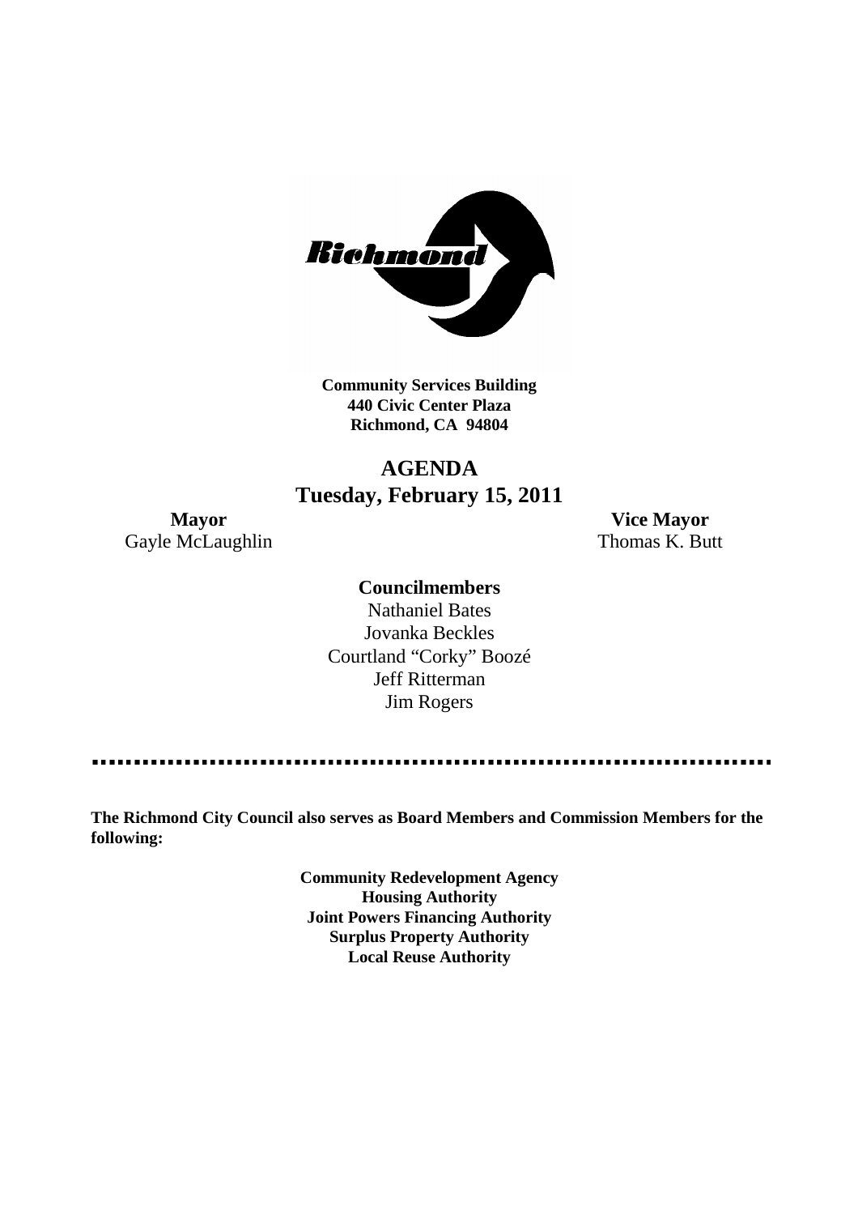**Community Services Building**
**440 Civic Center Plaza**
**Richmond, CA 94804**

# AGENDA
## Tuesday, February 15, 2011

**Mayor**
Gayle McLaughlin

**Vice Mayor**
Thomas K. Butt

**Councilmembers**

Nathaniel Bates
Jovanka Beckles
Courtland "Corky" Boozé
Jeff Ritterman
Jim Rogers

---

**The Richmond City Council also serves as Board Members and Commission Members for the following:**

**Community Redevelopment Agency**
**Housing Authority**
**Joint Powers Financing Authority**
**Surplus Property Authority**
**Local Reuse Authority**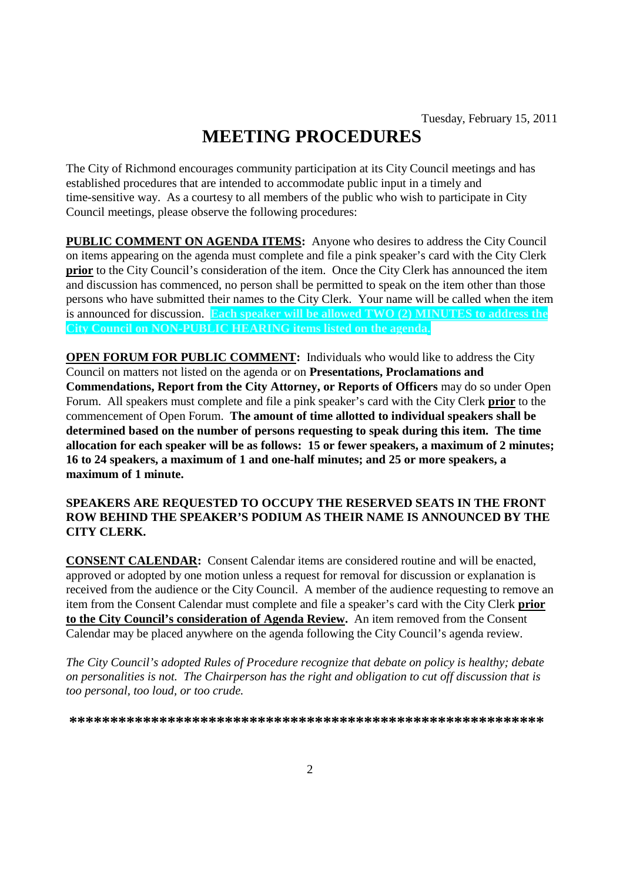Tuesday, February 15, 2011

# MEETING PROCEDURES

The City of Richmond encourages community participation at its City Council meetings and has established procedures that are intended to accommodate public input in a timely and time-sensitive way. As a courtesy to all members of the public who wish to participate in City Council meetings, please observe the following procedures:

**PUBLIC COMMENT ON AGENDA ITEMS:** Anyone who desires to address the City Council on items appearing on the agenda must complete and file a pink speaker's card with the City Clerk **prior** to the City Council's consideration of the item. Once the City Clerk has announced the item and discussion has commenced, no person shall be permitted to speak on the item other than those persons who have submitted their names to the City Clerk. Your name will be called when the item is announced for discussion. **Each speaker will be allowed TWO (2) MINUTES to address the City Council on NON-PUBLIC HEARING items listed on the agenda.**

**OPEN FORUM FOR PUBLIC COMMENT:** Individuals who would like to address the City Council on matters not listed on the agenda or on **Presentations, Proclamations and Commendations, Report from the City Attorney, or Reports of Officers** may do so under Open Forum. All speakers must complete and file a pink speaker's card with the City Clerk **prior** to the commencement of Open Forum. **The amount of time allotted to individual speakers shall be determined based on the number of persons requesting to speak during this item. The time allocation for each speaker will be as follows: 15 or fewer speakers, a maximum of 2 minutes; 16 to 24 speakers, a maximum of 1 and one-half minutes; and 25 or more speakers, a maximum of 1 minute.**

**SPEAKERS ARE REQUESTED TO OCCUPY THE RESERVED SEATS IN THE FRONT ROW BEHIND THE SPEAKER'S PODIUM AS THEIR NAME IS ANNOUNCED BY THE CITY CLERK.**

**CONSENT CALENDAR:** Consent Calendar items are considered routine and will be enacted, approved or adopted by one motion unless a request for removal for discussion or explanation is received from the audience or the City Council. A member of the audience requesting to remove an item from the Consent Calendar must complete and file a speaker's card with the City Clerk **prior to the City Council's consideration of Agenda Review.** An item removed from the Consent Calendar may be placed anywhere on the agenda following the City Council's agenda review.

*The City Council's adopted Rules of Procedure recognize that debate on policy is healthy; debate on personalities is not. The Chairperson has the right and obligation to cut off discussion that is too personal, too loud, or too crude.*

**\*\*\*\*\*\*\*\*\*\*\*\*\*\*\*\*\*\*\*\*\*\*\*\*\*\*\*\*\*\*\*\*\*\*\*\*\*\*\*\*\*\*\*\*\*\*\*\*\*\*\*\*\*\*\*\*\*\*\***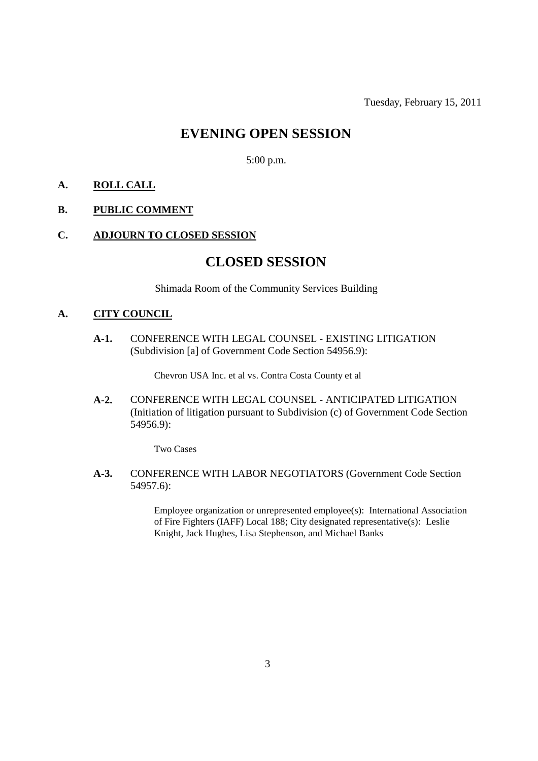Tuesday, February 15, 2011

# EVENING OPEN SESSION

5:00 p.m.

**A.** **ROLL CALL**

**B.** **PUBLIC COMMENT**

**C.** **ADJOURN TO CLOSED SESSION**

# CLOSED SESSION

Shimada Room of the Community Services Building

**A.** **CITY COUNCIL**

**A-1.** CONFERENCE WITH LEGAL COUNSEL - EXISTING LITIGATION (Subdivision [a] of Government Code Section 54956.9):

Chevron USA Inc. et al vs. Contra Costa County et al

**A-2.** CONFERENCE WITH LEGAL COUNSEL - ANTICIPATED LITIGATION (Initiation of litigation pursuant to Subdivision (c) of Government Code Section 54956.9):

Two Cases

**A-3.** CONFERENCE WITH LABOR NEGOTIATORS (Government Code Section 54957.6):

Employee organization or unrepresented employee(s): International Association of Fire Fighters (IAFF) Local 188; City designated representative(s): Leslie Knight, Jack Hughes, Lisa Stephenson, and Michael Banks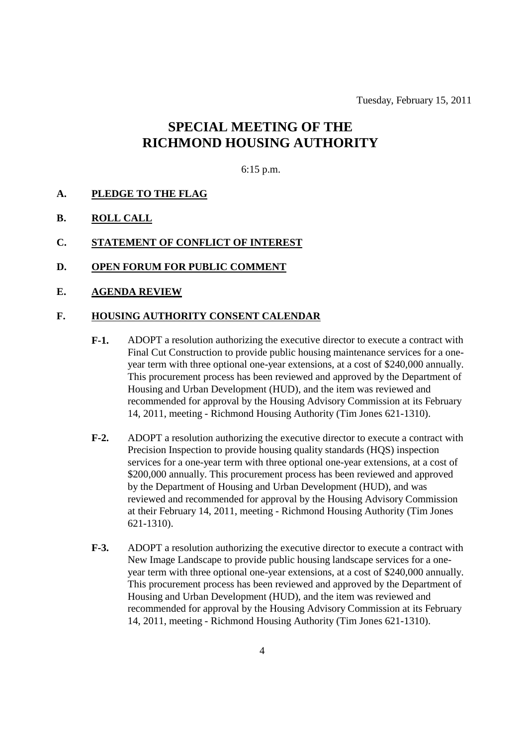Tuesday, February 15, 2011

# SPECIAL MEETING OF THE RICHMOND HOUSING AUTHORITY

6:15 p.m.

**A.** **PLEDGE TO THE FLAG**

**B.** **ROLL CALL**

**C.** **STATEMENT OF CONFLICT OF INTEREST**

**D.** **OPEN FORUM FOR PUBLIC COMMENT**

**E.** **AGENDA REVIEW**

**F.** **HOUSING AUTHORITY CONSENT CALENDAR**

**F-1.** ADOPT a resolution authorizing the executive director to execute a contract with Final Cut Construction to provide public housing maintenance services for a one-year term with three optional one-year extensions, at a cost of $240,000 annually. This procurement process has been reviewed and approved by the Department of Housing and Urban Development (HUD), and the item was reviewed and recommended for approval by the Housing Advisory Commission at its February 14, 2011, meeting - Richmond Housing Authority (Tim Jones 621-1310).

**F-2.** ADOPT a resolution authorizing the executive director to execute a contract with Precision Inspection to provide housing quality standards (HQS) inspection services for a one-year term with three optional one-year extensions, at a cost of $200,000 annually. This procurement process has been reviewed and approved by the Department of Housing and Urban Development (HUD), and was reviewed and recommended for approval by the Housing Advisory Commission at their February 14, 2011, meeting - Richmond Housing Authority (Tim Jones 621-1310).

**F-3.** ADOPT a resolution authorizing the executive director to execute a contract with New Image Landscape to provide public housing landscape services for a one-year term with three optional one-year extensions, at a cost of $240,000 annually. This procurement process has been reviewed and approved by the Department of Housing and Urban Development (HUD), and the item was reviewed and recommended for approval by the Housing Advisory Commission at its February 14, 2011, meeting - Richmond Housing Authority (Tim Jones 621-1310).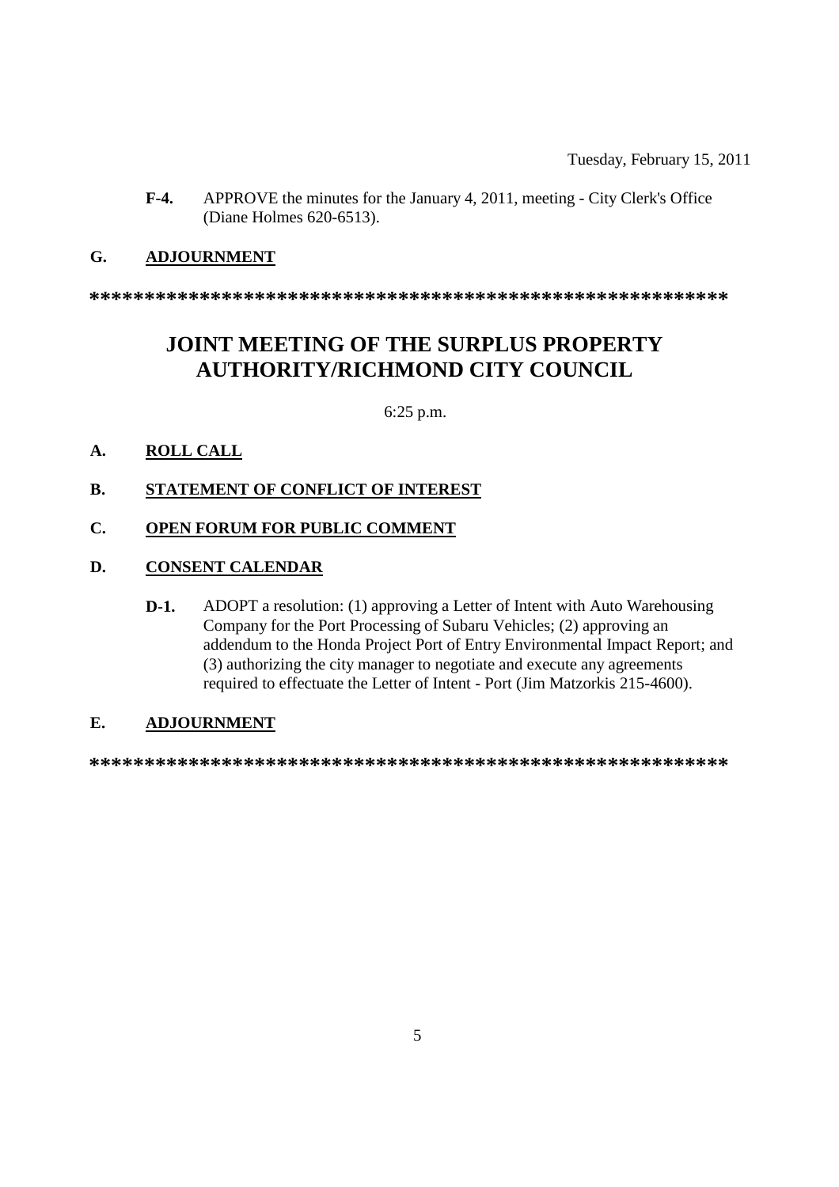**F-4.** APPROVE the minutes for the January 4, 2011, meeting - City Clerk's Office (Diane Holmes 620-6513).

## G. ADJOURNMENT

************************************************************

# JOINT MEETING OF THE SURPLUS PROPERTY AUTHORITY/RICHMOND CITY COUNCIL

6:25 p.m.

## A. ROLL CALL

## B. STATEMENT OF CONFLICT OF INTEREST

## C. OPEN FORUM FOR PUBLIC COMMENT

## D. CONSENT CALENDAR

**D-1.** ADOPT a resolution: (1) approving a Letter of Intent with Auto Warehousing Company for the Port Processing of Subaru Vehicles; (2) approving an addendum to the Honda Project Port of Entry Environmental Impact Report; and (3) authorizing the city manager to negotiate and execute any agreements required to effectuate the Letter of Intent - Port (Jim Matzorkis 215-4600).

## E. ADJOURNMENT

************************************************************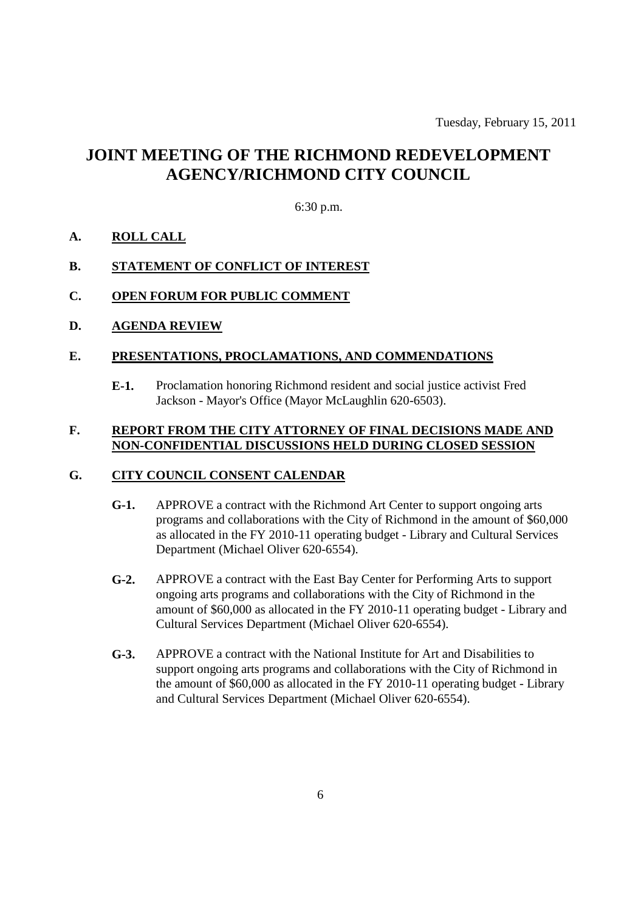Tuesday, February 15, 2011

# JOINT MEETING OF THE RICHMOND REDEVELOPMENT AGENCY/RICHMOND CITY COUNCIL

6:30 p.m.

**A. ROLL CALL**

**B. STATEMENT OF CONFLICT OF INTEREST**

**C. OPEN FORUM FOR PUBLIC COMMENT**

**D. AGENDA REVIEW**

**E. PRESENTATIONS, PROCLAMATIONS, AND COMMENDATIONS**

**E-1.** Proclamation honoring Richmond resident and social justice activist Fred Jackson - Mayor's Office (Mayor McLaughlin 620-6503).

**F. REPORT FROM THE CITY ATTORNEY OF FINAL DECISIONS MADE AND NON-CONFIDENTIAL DISCUSSIONS HELD DURING CLOSED SESSION**

**G. CITY COUNCIL CONSENT CALENDAR**

**G-1.** APPROVE a contract with the Richmond Art Center to support ongoing arts programs and collaborations with the City of Richmond in the amount of $60,000 as allocated in the FY 2010-11 operating budget - Library and Cultural Services Department (Michael Oliver 620-6554).

**G-2.** APPROVE a contract with the East Bay Center for Performing Arts to support ongoing arts programs and collaborations with the City of Richmond in the amount of $60,000 as allocated in the FY 2010-11 operating budget - Library and Cultural Services Department (Michael Oliver 620-6554).

**G-3.** APPROVE a contract with the National Institute for Art and Disabilities to support ongoing arts programs and collaborations with the City of Richmond in the amount of $60,000 as allocated in the FY 2010-11 operating budget - Library and Cultural Services Department (Michael Oliver 620-6554).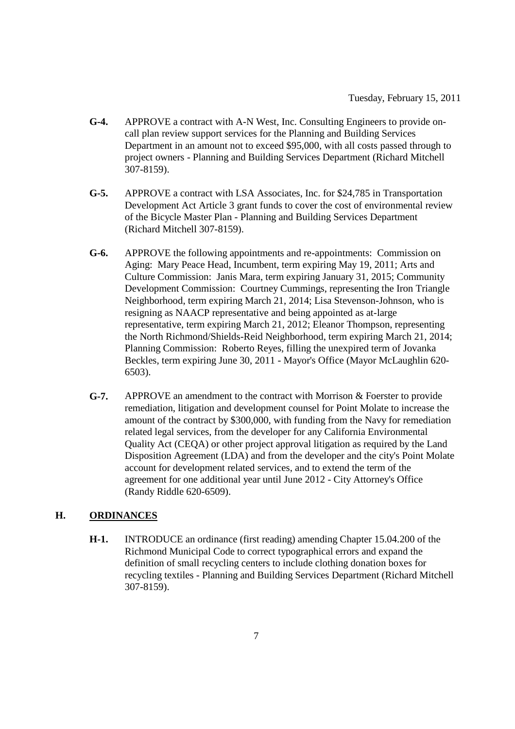- **G-4.** APPROVE a contract with A-N West, Inc. Consulting Engineers to provide on-call plan review support services for the Planning and Building Services Department in an amount not to exceed $95,000, with all costs passed through to project owners - Planning and Building Services Department (Richard Mitchell 307-8159).

- **G-5.** APPROVE a contract with LSA Associates, Inc. for $24,785 in Transportation Development Act Article 3 grant funds to cover the cost of environmental review of the Bicycle Master Plan - Planning and Building Services Department (Richard Mitchell 307-8159).

- **G-6.** APPROVE the following appointments and re-appointments: Commission on Aging: Mary Peace Head, Incumbent, term expiring May 19, 2011; Arts and Culture Commission: Janis Mara, term expiring January 31, 2015; Community Development Commission: Courtney Cummings, representing the Iron Triangle Neighborhood, term expiring March 21, 2014; Lisa Stevenson-Johnson, who is resigning as NAACP representative and being appointed as at-large representative, term expiring March 21, 2012; Eleanor Thompson, representing the North Richmond/Shields-Reid Neighborhood, term expiring March 21, 2014; Planning Commission: Roberto Reyes, filling the unexpired term of Jovanka Beckles, term expiring June 30, 2011 - Mayor's Office (Mayor McLaughlin 620-6503).

- **G-7.** APPROVE an amendment to the contract with Morrison & Foerster to provide remediation, litigation and development counsel for Point Molate to increase the amount of the contract by $300,000, with funding from the Navy for remediation related legal services, from the developer for any California Environmental Quality Act (CEQA) or other project approval litigation as required by the Land Disposition Agreement (LDA) and from the developer and the city's Point Molate account for development related services, and to extend the term of the agreement for one additional year until June 2012 - City Attorney's Office (Randy Riddle 620-6509).

## H. ORDINANCES

- **H-1.** INTRODUCE an ordinance (first reading) amending Chapter 15.04.200 of the Richmond Municipal Code to correct typographical errors and expand the definition of small recycling centers to include clothing donation boxes for recycling textiles - Planning and Building Services Department (Richard Mitchell 307-8159).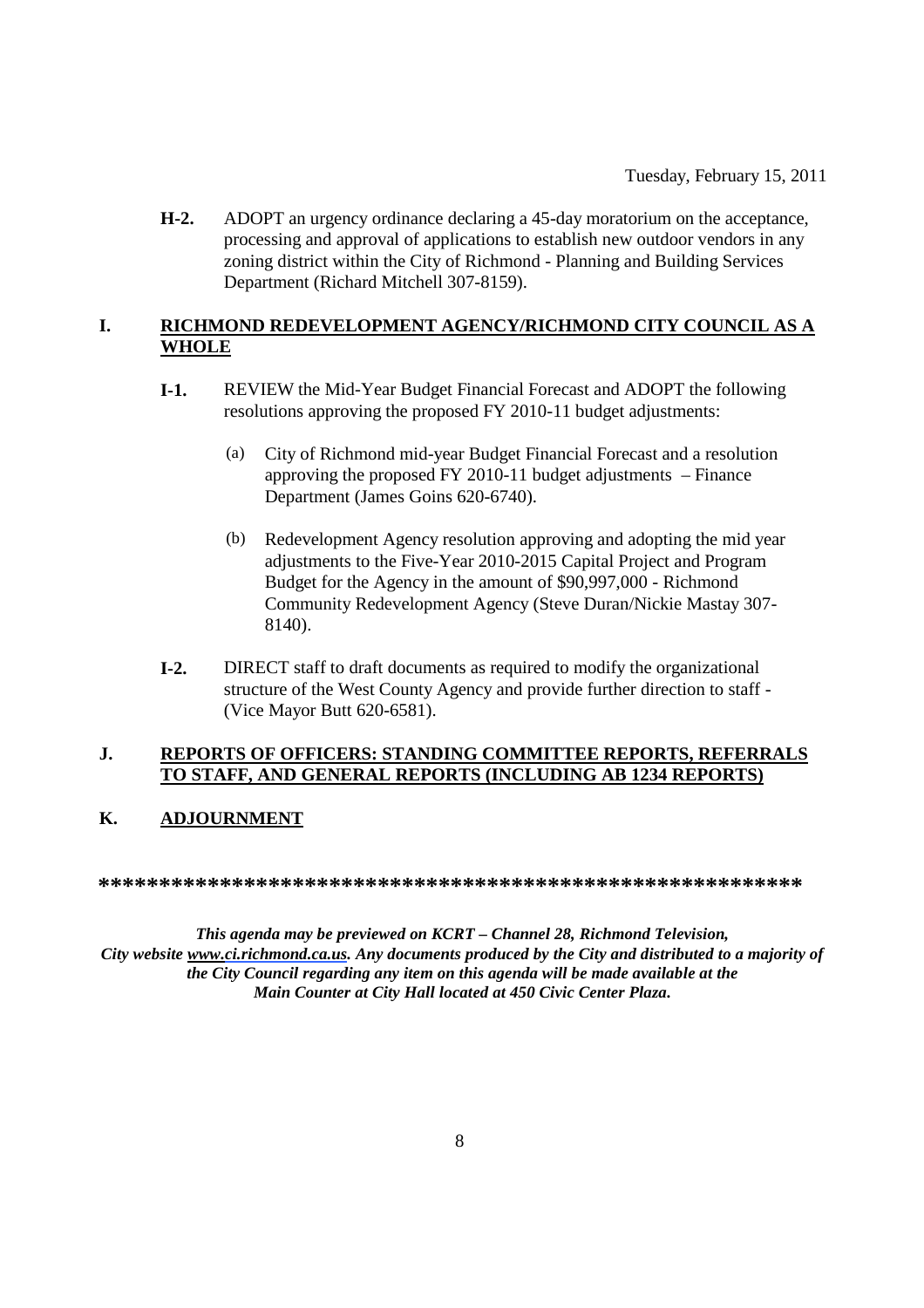Tuesday, February 15, 2011

**H-2.** ADOPT an urgency ordinance declaring a 45-day moratorium on the acceptance, processing and approval of applications to establish new outdoor vendors in any zoning district within the City of Richmond - Planning and Building Services Department (Richard Mitchell 307-8159).

## I. RICHMOND REDEVELOPMENT AGENCY/RICHMOND CITY COUNCIL AS A WHOLE

**I-1.** REVIEW the Mid-Year Budget Financial Forecast and ADOPT the following resolutions approving the proposed FY 2010-11 budget adjustments:

(a) City of Richmond mid-year Budget Financial Forecast and a resolution approving the proposed FY 2010-11 budget adjustments – Finance Department (James Goins 620-6740).

(b) Redevelopment Agency resolution approving and adopting the mid year adjustments to the Five-Year 2010-2015 Capital Project and Program Budget for the Agency in the amount of $90,997,000 - Richmond Community Redevelopment Agency (Steve Duran/Nickie Mastay 307-8140).

**I-2.** DIRECT staff to draft documents as required to modify the organizational structure of the West County Agency and provide further direction to staff - (Vice Mayor Butt 620-6581).

## J. REPORTS OF OFFICERS: STANDING COMMITTEE REPORTS, REFERRALS TO STAFF, AND GENERAL REPORTS (INCLUDING AB 1234 REPORTS)

## K. ADJOURNMENT

**************************************************************

***This agenda may be previewed on KCRT – Channel 28, Richmond Television, City website www.ci.richmond.ca.us. Any documents produced by the City and distributed to a majority of the City Council regarding any item on this agenda will be made available at the Main Counter at City Hall located at 450 Civic Center Plaza.***